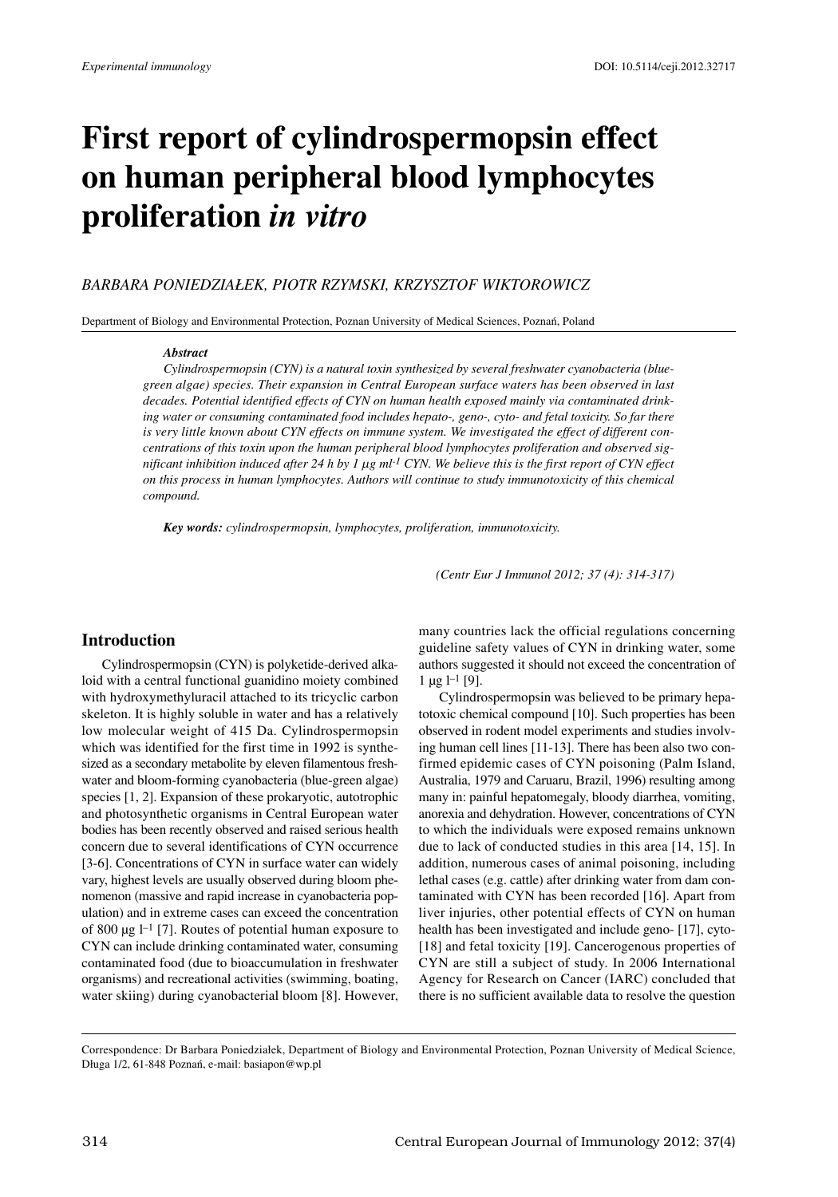Experimental immunology

DOI: 10.5114/ceji.2012.32717

# First report of cylindrospermopsin effect on human peripheral blood lymphocytes proliferation *in vitro*

*BARBARA PONIEDZIAŁEK, PIOTR RZYMSKI, KRZYSZTOF WIKTOROWICZ*

Department of Biology and Environmental Protection, Poznan University of Medical Sciences, Poznań, Poland

***Abstract***

*Cylindrospermopsin (CYN) is a natural toxin synthesized by several freshwater cyanobacteria (blue-green algae) species. Their expansion in Central European surface waters has been observed in last decades. Potential identified effects of CYN on human health exposed mainly via contaminated drinking water or consuming contaminated food includes hepato-, geno-, cyto- and fetal toxicity. So far there is very little known about CYN effects on immune system. We investigated the effect of different concentrations of this toxin upon the human peripheral blood lymphocytes proliferation and observed significant inhibition induced after 24 h by 1 μg ml$^{-1}$ CYN. We believe this is the first report of CYN effect on this process in human lymphocytes. Authors will continue to study immunotoxicity of this chemical compound.*

***Key words:*** *cylindrospermopsin, lymphocytes, proliferation, immunotoxicity.*

*(Centr Eur J Immunol 2012; 37 (4): 314-317)*

## Introduction

Cylindrospermopsin (CYN) is polyketide-derived alkaloid with a central functional guanidino moiety combined with hydroxymethyluracil attached to its tricyclic carbon skeleton. It is highly soluble in water and has a relatively low molecular weight of 415 Da. Cylindrospermopsin which was identified for the first time in 1992 is synthesized as a secondary metabolite by eleven filamentous freshwater and bloom-forming cyanobacteria (blue-green algae) species [1, 2]. Expansion of these prokaryotic, autotrophic and photosynthetic organisms in Central European water bodies has been recently observed and raised serious health concern due to several identifications of CYN occurrence [3-6]. Concentrations of CYN in surface water can widely vary, highest levels are usually observed during bloom phenomenon (massive and rapid increase in cyanobacteria population) and in extreme cases can exceed the concentration of 800 μg l$^{-1}$ [7]. Routes of potential human exposure to CYN can include drinking contaminated water, consuming contaminated food (due to bioaccumulation in freshwater organisms) and recreational activities (swimming, boating, water skiing) during cyanobacterial bloom [8]. However, many countries lack the official regulations concerning guideline safety values of CYN in drinking water, some authors suggested it should not exceed the concentration of 1 μg l$^{-1}$ [9].

Cylindrospermopsin was believed to be primary hepatotoxic chemical compound [10]. Such properties has been observed in rodent model experiments and studies involving human cell lines [11-13]. There has been also two confirmed epidemic cases of CYN poisoning (Palm Island, Australia, 1979 and Caruaru, Brazil, 1996) resulting among many in: painful hepatomegaly, bloody diarrhea, vomiting, anorexia and dehydration. However, concentrations of CYN to which the individuals were exposed remains unknown due to lack of conducted studies in this area [14, 15]. In addition, numerous cases of animal poisoning, including lethal cases (e.g. cattle) after drinking water from dam contaminated with CYN has been recorded [16]. Apart from liver injuries, other potential effects of CYN on human health has been investigated and include geno- [17], cyto- [18] and fetal toxicity [19]. Cancerogenous properties of CYN are still a subject of study. In 2006 International Agency for Research on Cancer (IARC) concluded that there is no sufficient available data to resolve the question

Correspondence: Dr Barbara Poniedziałek, Department of Biology and Environmental Protection, Poznan University of Medical Science, Długa 1/2, 61-848 Poznań, e-mail: basiapon@wp.pl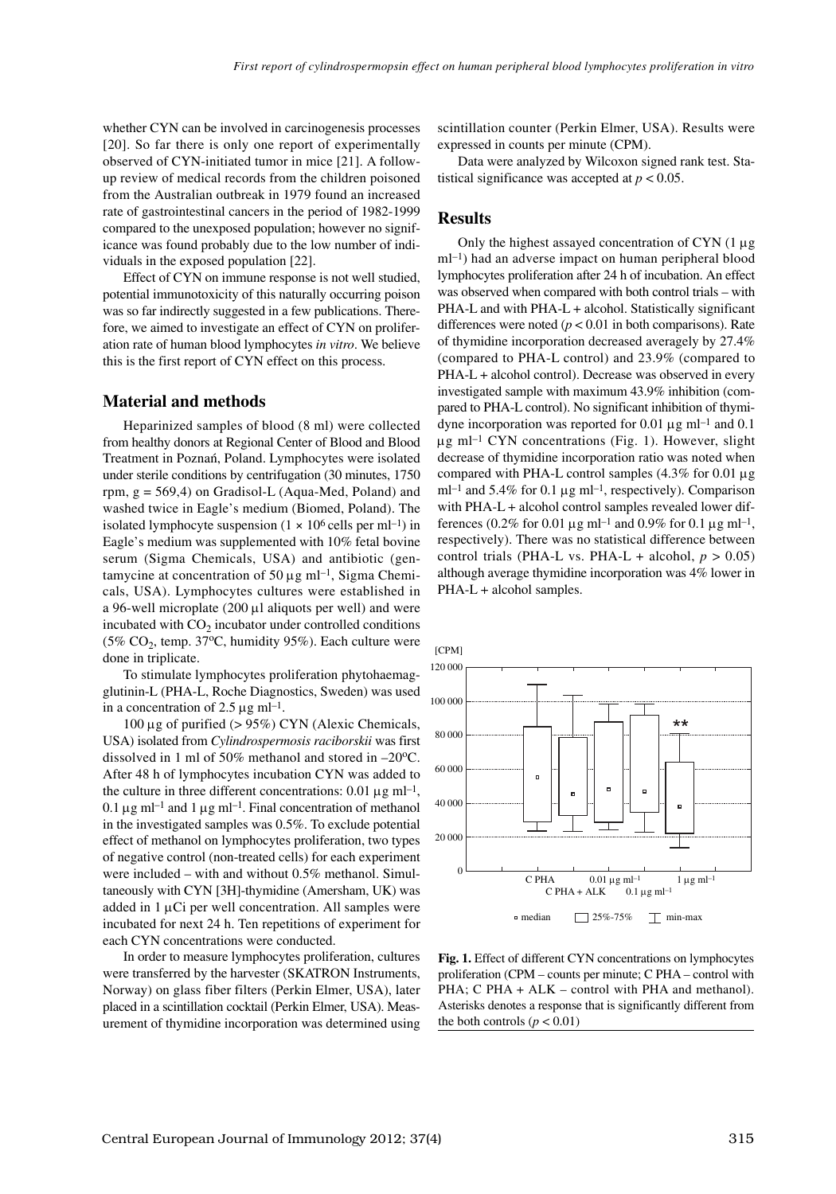whether CYN can be involved in carcinogenesis processes [20]. So far there is only one report of experimentally observed of CYN-initiated tumor in mice [21]. A follow-up review of medical records from the children poisoned from the Australian outbreak in 1979 found an increased rate of gastrointestinal cancers in the period of 1982-1999 compared to the unexposed population; however no significance was found probably due to the low number of individuals in the exposed population [22].

Effect of CYN on immune response is not well studied, potential immunotoxicity of this naturally occurring poison was so far indirectly suggested in a few publications. Therefore, we aimed to investigate an effect of CYN on proliferation rate of human blood lymphocytes *in vitro*. We believe this is the first report of CYN effect on this process.

## Material and methods

Heparinized samples of blood (8 ml) were collected from healthy donors at Regional Center of Blood and Blood Treatment in Poznań, Poland. Lymphocytes were isolated under sterile conditions by centrifugation (30 minutes, 1750 rpm, g = 569,4) on Gradisol-L (Aqua-Med, Poland) and washed twice in Eagle's medium (Biomed, Poland). The isolated lymphocyte suspension ($1 \times 10^6$ cells per ml$^{-1}$) in Eagle's medium was supplemented with 10% fetal bovine serum (Sigma Chemicals, USA) and antibiotic (gentamycine at concentration of 50 µg ml$^{-1}$, Sigma Chemicals, USA). Lymphocytes cultures were established in a 96-well microplate (200 µl aliquots per well) and were incubated with $CO_2$ incubator under controlled conditions (5% $CO_2$, temp. 37°C, humidity 95%). Each culture were done in triplicate.

To stimulate lymphocytes proliferation phytohaemagglutinin-L (PHA-L, Roche Diagnostics, Sweden) was used in a concentration of 2.5 µg ml$^{-1}$.

100 µg of purified (> 95%) CYN (Alexic Chemicals, USA) isolated from *Cylindrospermosis raciborskii* was first dissolved in 1 ml of 50% methanol and stored in –20°C. After 48 h of lymphocytes incubation CYN was added to the culture in three different concentrations: 0.01 µg ml$^{-1}$, 0.1 µg ml$^{-1}$ and 1 µg ml$^{-1}$. Final concentration of methanol in the investigated samples was 0.5%. To exclude potential effect of methanol on lymphocytes proliferation, two types of negative control (non-treated cells) for each experiment were included – with and without 0.5% methanol. Simultaneously with CYN [3H]-thymidine (Amersham, UK) was added in 1 µCi per well concentration. All samples were incubated for next 24 h. Ten repetitions of experiment for each CYN concentrations were conducted.

In order to measure lymphocytes proliferation, cultures were transferred by the harvester (SKATRON Instruments, Norway) on glass fiber filters (Perkin Elmer, USA), later placed in a scintillation cocktail (Perkin Elmer, USA). Measurement of thymidine incorporation was determined using scintillation counter (Perkin Elmer, USA). Results were expressed in counts per minute (CPM).

Data were analyzed by Wilcoxon signed rank test. Statistical significance was accepted at $p < 0.05$.

## Results

Only the highest assayed concentration of CYN (1 µg ml$^{-1}$) had an adverse impact on human peripheral blood lymphocytes proliferation after 24 h of incubation. An effect was observed when compared with both control trials – with PHA-L and with PHA-L + alcohol. Statistically significant differences were noted ($p < 0.01$ in both comparisons). Rate of thymidine incorporation decreased averagely by 27.4% (compared to PHA-L control) and 23.9% (compared to PHA-L + alcohol control). Decrease was observed in every investigated sample with maximum 43.9% inhibition (compared to PHA-L control). No significant inhibition of thymidyne incorporation was reported for 0.01 µg ml$^{-1}$ and 0.1 µg ml$^{-1}$ CYN concentrations (Fig. 1). However, slight decrease of thymidine incorporation ratio was noted when compared with PHA-L control samples (4.3% for 0.01 µg ml$^{-1}$ and 5.4% for 0.1 µg ml$^{-1}$, respectively). Comparison with PHA-L + alcohol control samples revealed lower differences (0.2% for 0.01 µg ml$^{-1}$ and 0.9% for 0.1 µg ml$^{-1}$, respectively). There was no statistical difference between control trials (PHA-L vs. PHA-L + alcohol, $p > 0.05$) although average thymidine incorporation was 4% lower in PHA-L + alcohol samples.

**Fig. 1.** Effect of different CYN concentrations on lymphocytes proliferation (CPM – counts per minute; C PHA – control with PHA; C PHA + ALK – control with PHA and methanol). Asterisks denotes a response that is significantly different from the both controls ($p < 0.01$)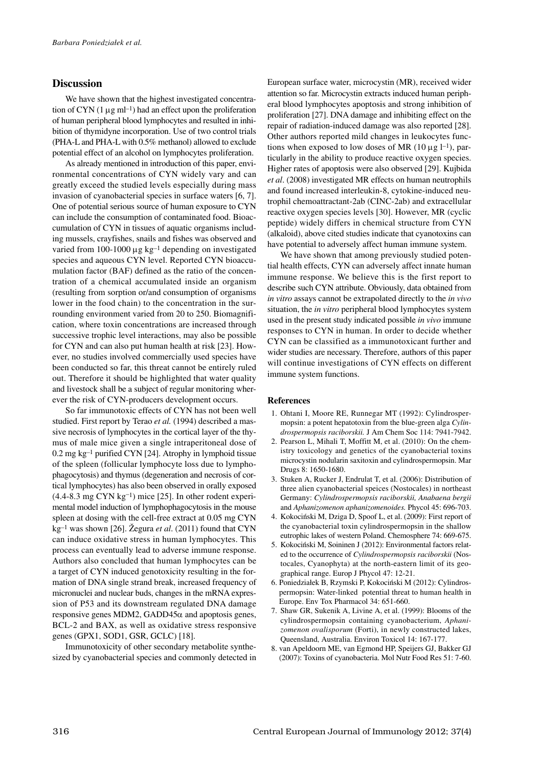## Discussion

We have shown that the highest investigated concentration of CYN (1 µg ml$^{-1}$) had an effect upon the proliferation of human peripheral blood lymphocytes and resulted in inhibition of thymidyne incorporation. Use of two control trials (PHA-L and PHA-L with 0.5% methanol) allowed to exclude potential effect of an alcohol on lymphocytes proliferation.

As already mentioned in introduction of this paper, environmental concentrations of CYN widely vary and can greatly exceed the studied levels especially during mass invasion of cyanobacterial species in surface waters [6, 7]. One of potential serious source of human exposure to CYN can include the consumption of contaminated food. Bioaccumulation of CYN in tissues of aquatic organisms including mussels, crayfishes, snails and fishes was observed and varied from 100-1000 µg kg$^{-1}$ depending on investigated species and aqueous CYN level. Reported CYN bioaccumulation factor (BAF) defined as the ratio of the concentration of a chemical accumulated inside an organism (resulting from sorption or/and consumption of organisms lower in the food chain) to the concentration in the surrounding environment varied from 20 to 250. Biomagnification, where toxin concentrations are increased through successive trophic level interactions, may also be possible for CYN and can also put human health at risk [23]. However, no studies involved commercially used species have been conducted so far, this threat cannot be entirely ruled out. Therefore it should be highlighted that water quality and livestock shall be a subject of regular monitoring wherever the risk of CYN-producers development occurs.

So far immunotoxic effects of CYN has not been well studied. First report by Terao *et al.* (1994) described a massive necrosis of lymphocytes in the cortical layer of the thymus of male mice given a single intraperitoneal dose of 0.2 mg kg$^{-1}$ purified CYN [24]. Atrophy in lymphoid tissue of the spleen (follicular lymphocyte loss due to lymphophagocytosis) and thymus (degeneration and necrosis of cortical lymphocytes) has also been observed in orally exposed (4.4-8.3 mg CYN kg$^{-1}$) mice [25]. In other rodent experimental model induction of lymphophagocytosis in the mouse spleen at dosing with the cell-free extract at 0.05 mg CYN kg$^{-1}$ was shown [26]. Žegura *et al*. (2011) found that CYN can induce oxidative stress in human lymphocytes. This process can eventually lead to adverse immune response. Authors also concluded that human lymphocytes can be a target of CYN induced genotoxicity resulting in the formation of DNA single strand break, increased frequency of micronuclei and nuclear buds, changes in the mRNA expression of P53 and its downstream regulated DNA damage responsive genes MDM2, GADD45α and apoptosis genes, BCL-2 and BAX, as well as oxidative stress responsive genes (GPX1, SOD1, GSR, GCLC) [18].

Immunotoxicity of other secondary metabolite synthesized by cyanobacterial species and commonly detected in European surface water, microcystin (MR), received wider attention so far. Microcystin extracts induced human peripheral blood lymphocytes apoptosis and strong inhibition of proliferation [27]. DNA damage and inhibiting effect on the repair of radiation-induced damage was also reported [28]. Other authors reported mild changes in leukocytes functions when exposed to low doses of MR (10 µg l$^{-1}$), particularly in the ability to produce reactive oxygen species. Higher rates of apoptosis were also observed [29]. Kujbida *et al*. (2008) investigated MR effects on human neutrophils and found increased interleukin-8, cytokine-induced neutrophil chemoattractant-2ab (CINC-2ab) and extracellular reactive oxygen species levels [30]. However, MR (cyclic peptide) widely differs in chemical structure from CYN (alkaloid), above cited studies indicate that cyanotoxins can have potential to adversely affect human immune system.

We have shown that among previously studied potential health effects, CYN can adversely affect innate human immune response. We believe this is the first report to describe such CYN attribute. Obviously, data obtained from *in vitro* assays cannot be extrapolated directly to the *in vivo* situation, the *in vitro* peripheral blood lymphocytes system used in the present study indicated possible *in vivo* immune responses to CYN in human. In order to decide whether CYN can be classified as a immunotoxicant further and wider studies are necessary. Therefore, authors of this paper will continue investigations of CYN effects on different immune system functions.

### References

1. Ohtani I, Moore RE, Runnegar MT (1992): Cylindrospermopsin: a potent hepatotoxin from the blue-green alga *Cylindrospermopsis raciborskii.* J Am Chem Soc 114: 7941-7942.
2. Pearson L, Mihali T, Moffitt M, et al. (2010): On the chemistry toxicology and genetics of the cyanobacterial toxins microcystin nodularin saxitoxin and cylindrospermopsin. Mar Drugs 8: 1650-1680.
3. Stuken A, Rucker J, Endrulat T, et al. (2006): Distribution of three alien cyanobacterial speices (Nostocales) in northeast Germany: *Cylindrospermopsis raciborskii, Anabaena bergii* and *Aphanizomenon aphanizomenoides.* Phycol 45: 696-703.
4. Kokociński M, Dziga D, Spoof L, et al. (2009): First report of the cyanobacterial toxin cylindrospermopsin in the shallow eutrophic lakes of western Poland. Chemosphere 74: 669-675.
5. Kokociński M, Soininen J (2012): Environmental factors related to the occurrence of *Cylindrospermopsis raciborskii* (Nostocales, Cyanophyta) at the north-eastern limit of its geographical range. Europ J Phycol 47: 12-21.
6. Poniedziałek B, Rzymski P, Kokociński M (2012): Cylindrospermopsin: Water-linked potential threat to human health in Europe. Env Tox Pharmacol 34: 651-660.
7. Shaw GR, Sukenik A, Livine A, et al. (1999): Blooms of the cylindrospermopsin containing cyanobacterium, *Aphanizomenon ovalisporum* (Forti), in newly constructed lakes, Queensland, Australia. Environ Toxicol 14: 167-177.
8. van Apeldoorn ME, van Egmond HP, Speijers GJ, Bakker GJ (2007): Toxins of cyanobacteria. Mol Nutr Food Res 51: 7-60.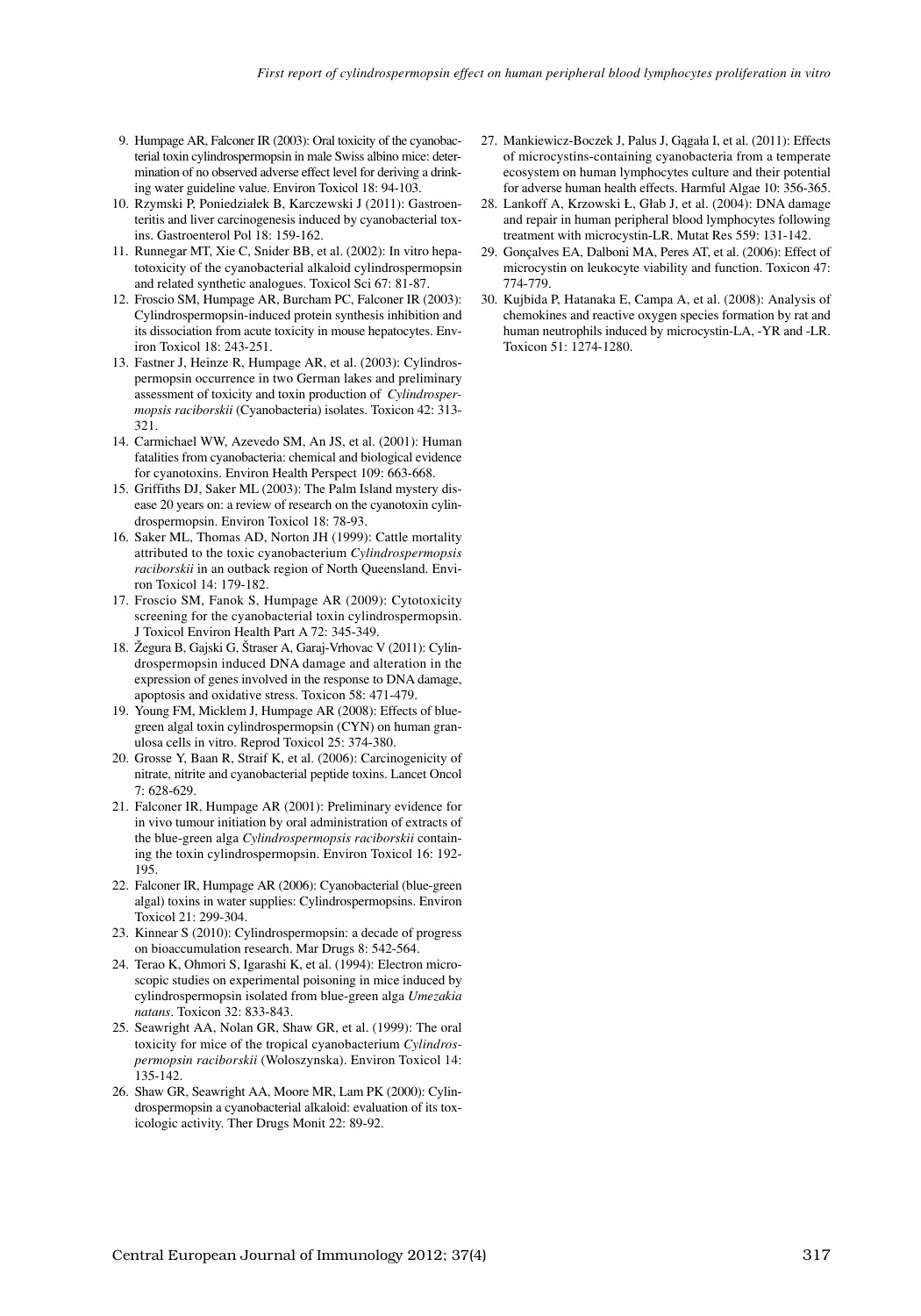9. Humpage AR, Falconer IR (2003): Oral toxicity of the cyanobacterial toxin cylindrospermopsin in male Swiss albino mice: determination of no observed adverse effect level for deriving a drinking water guideline value. Environ Toxicol 18: 94-103.
10. Rzymski P, Poniedziałek B, Karczewski J (2011): Gastroenteritis and liver carcinogenesis induced by cyanobacterial toxins. Gastroenterol Pol 18: 159-162.
11. Runnegar MT, Xie C, Snider BB, et al. (2002): In vitro hepatotoxicity of the cyanobacterial alkaloid cylindrospermopsin and related synthetic analogues. Toxicol Sci 67: 81-87.
12. Froscio SM, Humpage AR, Burcham PC, Falconer IR (2003): Cylindrospermopsin-induced protein synthesis inhibition and its dissociation from acute toxicity in mouse hepatocytes. Environ Toxicol 18: 243-251.
13. Fastner J, Heinze R, Humpage AR, et al. (2003): Cylindrospermopsin occurrence in two German lakes and preliminary assessment of toxicity and toxin production of *Cylindrospermopsis raciborskii* (Cyanobacteria) isolates. Toxicon 42: 313-321.
14. Carmichael WW, Azevedo SM, An JS, et al. (2001): Human fatalities from cyanobacteria: chemical and biological evidence for cyanotoxins. Environ Health Perspect 109: 663-668.
15. Griffiths DJ, Saker ML (2003): The Palm Island mystery disease 20 years on: a review of research on the cyanotoxin cylindrospermopsin. Environ Toxicol 18: 78-93.
16. Saker ML, Thomas AD, Norton JH (1999): Cattle mortality attributed to the toxic cyanobacterium *Cylindrospermopsis raciborskii* in an outback region of North Queensland. Environ Toxicol 14: 179-182.
17. Froscio SM, Fanok S, Humpage AR (2009): Cytotoxicity screening for the cyanobacterial toxin cylindrospermopsin. J Toxicol Environ Health Part A 72: 345-349.
18. Žegura B, Gajski G, Štraser A, Garaj-Vrhovac V (2011): Cylindrospermopsin induced DNA damage and alteration in the expression of genes involved in the response to DNA damage, apoptosis and oxidative stress. Toxicon 58: 471-479.
19. Young FM, Micklem J, Humpage AR (2008): Effects of blue-green algal toxin cylindrospermopsin (CYN) on human granulosa cells in vitro. Reprod Toxicol 25: 374-380.
20. Grosse Y, Baan R, Straif K, et al. (2006): Carcinogenicity of nitrate, nitrite and cyanobacterial peptide toxins. Lancet Oncol 7: 628-629.
21. Falconer IR, Humpage AR (2001): Preliminary evidence for in vivo tumour initiation by oral administration of extracts of the blue-green alga *Cylindrospermopsis raciborskii* containing the toxin cylindrospermopsin. Environ Toxicol 16: 192-195.
22. Falconer IR, Humpage AR (2006): Cyanobacterial (blue-green algal) toxins in water supplies: Cylindrospermopsins. Environ Toxicol 21: 299-304.
23. Kinnear S (2010): Cylindrospermopsin: a decade of progress on bioaccumulation research. Mar Drugs 8: 542-564.
24. Terao K, Ohmori S, Igarashi K, et al. (1994): Electron microscopic studies on experimental poisoning in mice induced by cylindrospermopsin isolated from blue-green alga *Umezakia natans*. Toxicon 32: 833-843.
25. Seawright AA, Nolan GR, Shaw GR, et al. (1999): The oral toxicity for mice of the tropical cyanobacterium *Cylindrospermopsin raciborskii* (Woloszynska). Environ Toxicol 14: 135-142.
26. Shaw GR, Seawright AA, Moore MR, Lam PK (2000): Cylindrospermopsin a cyanobacterial alkaloid: evaluation of its toxicologic activity. Ther Drugs Monit 22: 89-92.
27. Mankiewicz-Boczek J, Palus J, Gągała I, et al. (2011): Effects of microcystins-containing cyanobacteria from a temperate ecosystem on human lymphocytes culture and their potential for adverse human health effects. Harmful Algae 10: 356-365.
28. Lankoff A, Krzowski Ł, Głab J, et al. (2004): DNA damage and repair in human peripheral blood lymphocytes following treatment with microcystin-LR. Mutat Res 559: 131-142.
29. Gonçalves EA, Dalboni MA, Peres AT, et al. (2006): Effect of microcystin on leukocyte viability and function. Toxicon 47: 774-779.
30. Kujbida P, Hatanaka E, Campa A, et al. (2008): Analysis of chemokines and reactive oxygen species formation by rat and human neutrophils induced by microcystin-LA, -YR and -LR. Toxicon 51: 1274-1280.